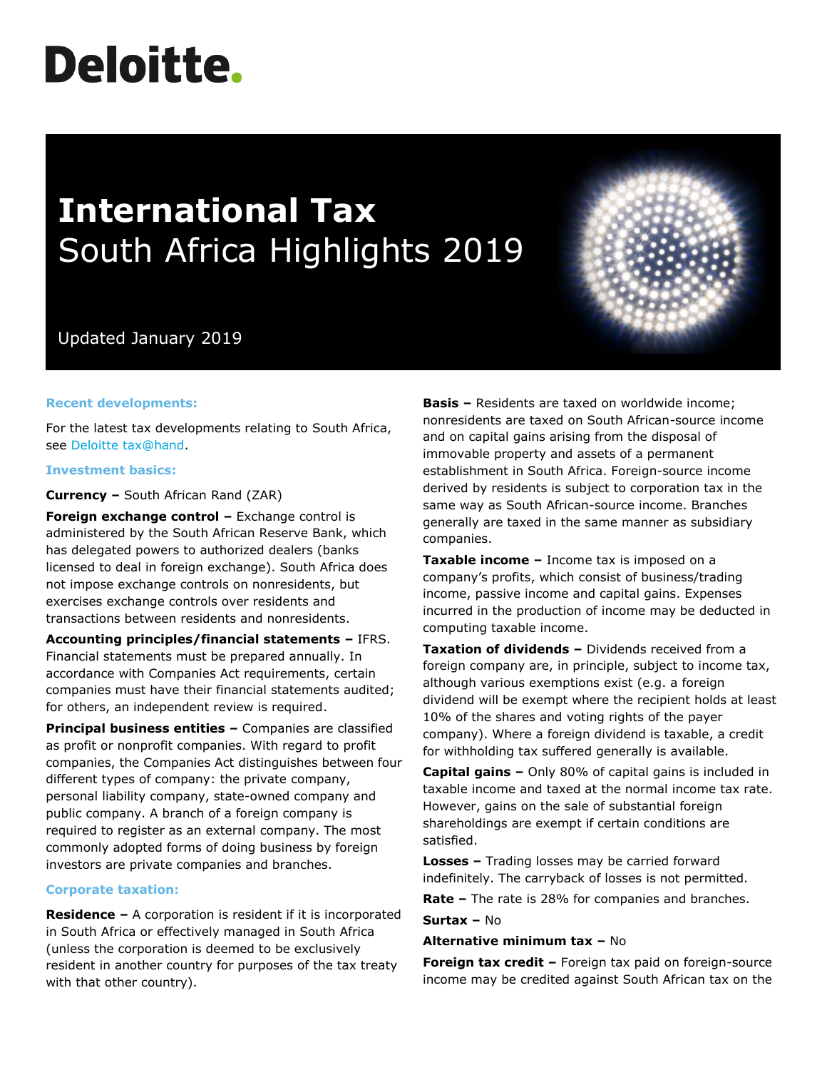Deloitte.

# International Tax
## South Africa Highlights 2019

Updated January 2019

### Recent developments:

For the latest tax developments relating to South Africa, see Deloitte tax@hand.

### Investment basics:

**Currency –** South African Rand (ZAR)

**Foreign exchange control –** Exchange control is administered by the South African Reserve Bank, which has delegated powers to authorized dealers (banks licensed to deal in foreign exchange). South Africa does not impose exchange controls on nonresidents, but exercises exchange controls over residents and transactions between residents and nonresidents.

**Accounting principles/financial statements –** IFRS. Financial statements must be prepared annually. In accordance with Companies Act requirements, certain companies must have their financial statements audited; for others, an independent review is required.

**Principal business entities –** Companies are classified as profit or nonprofit companies. With regard to profit companies, the Companies Act distinguishes between four different types of company: the private company, personal liability company, state-owned company and public company. A branch of a foreign company is required to register as an external company. The most commonly adopted forms of doing business by foreign investors are private companies and branches.

### Corporate taxation:

**Residence –** A corporation is resident if it is incorporated in South Africa or effectively managed in South Africa (unless the corporation is deemed to be exclusively resident in another country for purposes of the tax treaty with that other country).

**Basis –** Residents are taxed on worldwide income; nonresidents are taxed on South African-source income and on capital gains arising from the disposal of immovable property and assets of a permanent establishment in South Africa. Foreign-source income derived by residents is subject to corporation tax in the same way as South African-source income. Branches generally are taxed in the same manner as subsidiary companies.

**Taxable income –** Income tax is imposed on a company's profits, which consist of business/trading income, passive income and capital gains. Expenses incurred in the production of income may be deducted in computing taxable income.

**Taxation of dividends –** Dividends received from a foreign company are, in principle, subject to income tax, although various exemptions exist (e.g. a foreign dividend will be exempt where the recipient holds at least 10% of the shares and voting rights of the payer company). Where a foreign dividend is taxable, a credit for withholding tax suffered generally is available.

**Capital gains –** Only 80% of capital gains is included in taxable income and taxed at the normal income tax rate. However, gains on the sale of substantial foreign shareholdings are exempt if certain conditions are satisfied.

**Losses –** Trading losses may be carried forward indefinitely. The carryback of losses is not permitted.

**Rate –** The rate is 28% for companies and branches.

**Surtax –** No

**Alternative minimum tax –** No

**Foreign tax credit –** Foreign tax paid on foreign-source income may be credited against South African tax on the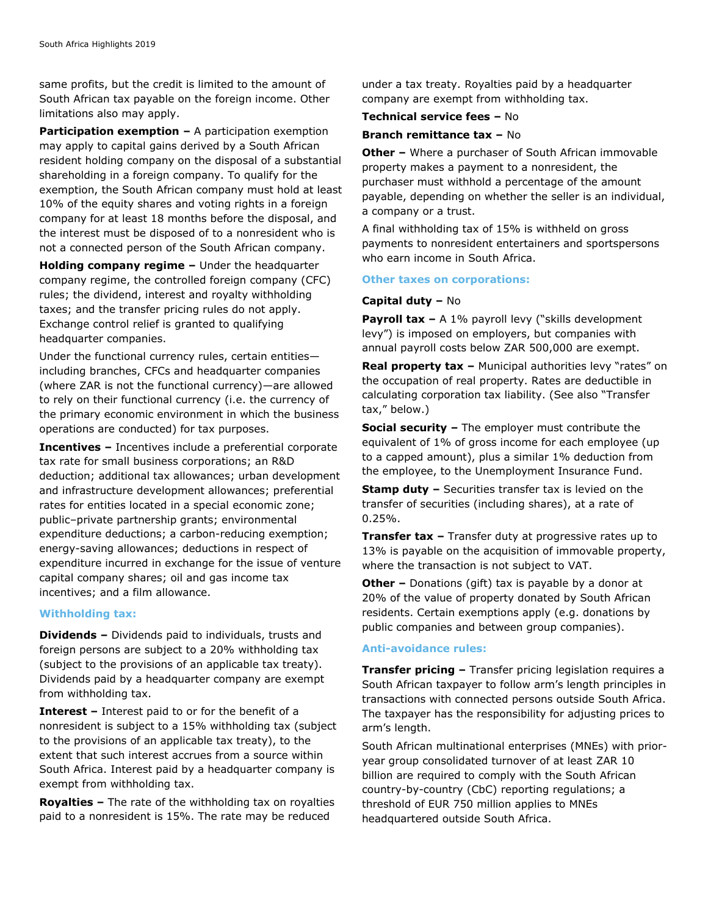same profits, but the credit is limited to the amount of South African tax payable on the foreign income. Other limitations also may apply.

**Participation exemption –** A participation exemption may apply to capital gains derived by a South African resident holding company on the disposal of a substantial shareholding in a foreign company. To qualify for the exemption, the South African company must hold at least 10% of the equity shares and voting rights in a foreign company for at least 18 months before the disposal, and the interest must be disposed of to a nonresident who is not a connected person of the South African company.

**Holding company regime –** Under the headquarter company regime, the controlled foreign company (CFC) rules; the dividend, interest and royalty withholding taxes; and the transfer pricing rules do not apply. Exchange control relief is granted to qualifying headquarter companies.

Under the functional currency rules, certain entities—including branches, CFCs and headquarter companies (where ZAR is not the functional currency)—are allowed to rely on their functional currency (i.e. the currency of the primary economic environment in which the business operations are conducted) for tax purposes.

**Incentives –** Incentives include a preferential corporate tax rate for small business corporations; an R&D deduction; additional tax allowances; urban development and infrastructure development allowances; preferential rates for entities located in a special economic zone; public–private partnership grants; environmental expenditure deductions; a carbon-reducing exemption; energy-saving allowances; deductions in respect of expenditure incurred in exchange for the issue of venture capital company shares; oil and gas income tax incentives; and a film allowance.

## Withholding tax:

**Dividends –** Dividends paid to individuals, trusts and foreign persons are subject to a 20% withholding tax (subject to the provisions of an applicable tax treaty). Dividends paid by a headquarter company are exempt from withholding tax.

**Interest –** Interest paid to or for the benefit of a nonresident is subject to a 15% withholding tax (subject to the provisions of an applicable tax treaty), to the extent that such interest accrues from a source within South Africa. Interest paid by a headquarter company is exempt from withholding tax.

**Royalties –** The rate of the withholding tax on royalties paid to a nonresident is 15%. The rate may be reduced under a tax treaty. Royalties paid by a headquarter company are exempt from withholding tax.

**Technical service fees –** No

**Branch remittance tax –** No

**Other –** Where a purchaser of South African immovable property makes a payment to a nonresident, the purchaser must withhold a percentage of the amount payable, depending on whether the seller is an individual, a company or a trust.

A final withholding tax of 15% is withheld on gross payments to nonresident entertainers and sportspersons who earn income in South Africa.

## Other taxes on corporations:

**Capital duty –** No

**Payroll tax –** A 1% payroll levy ("skills development levy") is imposed on employers, but companies with annual payroll costs below ZAR 500,000 are exempt.

**Real property tax –** Municipal authorities levy "rates" on the occupation of real property. Rates are deductible in calculating corporation tax liability. (See also "Transfer tax," below.)

**Social security –** The employer must contribute the equivalent of 1% of gross income for each employee (up to a capped amount), plus a similar 1% deduction from the employee, to the Unemployment Insurance Fund.

**Stamp duty –** Securities transfer tax is levied on the transfer of securities (including shares), at a rate of 0.25%.

**Transfer tax –** Transfer duty at progressive rates up to 13% is payable on the acquisition of immovable property, where the transaction is not subject to VAT.

**Other –** Donations (gift) tax is payable by a donor at 20% of the value of property donated by South African residents. Certain exemptions apply (e.g. donations by public companies and between group companies).

## Anti-avoidance rules:

**Transfer pricing –** Transfer pricing legislation requires a South African taxpayer to follow arm's length principles in transactions with connected persons outside South Africa. The taxpayer has the responsibility for adjusting prices to arm's length.

South African multinational enterprises (MNEs) with prior-year group consolidated turnover of at least ZAR 10 billion are required to comply with the South African country-by-country (CbC) reporting regulations; a threshold of EUR 750 million applies to MNEs headquartered outside South Africa.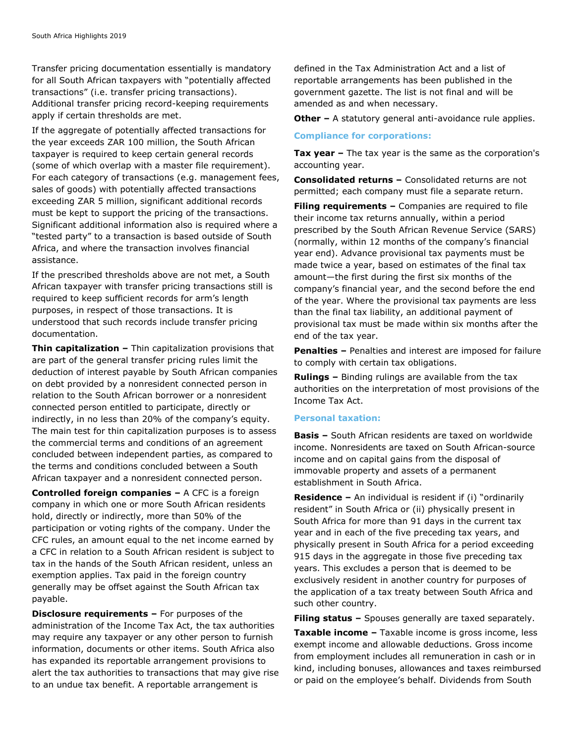Transfer pricing documentation essentially is mandatory for all South African taxpayers with "potentially affected transactions" (i.e. transfer pricing transactions). Additional transfer pricing record-keeping requirements apply if certain thresholds are met.

If the aggregate of potentially affected transactions for the year exceeds ZAR 100 million, the South African taxpayer is required to keep certain general records (some of which overlap with a master file requirement). For each category of transactions (e.g. management fees, sales of goods) with potentially affected transactions exceeding ZAR 5 million, significant additional records must be kept to support the pricing of the transactions. Significant additional information also is required where a "tested party" to a transaction is based outside of South Africa, and where the transaction involves financial assistance.

If the prescribed thresholds above are not met, a South African taxpayer with transfer pricing transactions still is required to keep sufficient records for arm's length purposes, in respect of those transactions. It is understood that such records include transfer pricing documentation.

**Thin capitalization –** Thin capitalization provisions that are part of the general transfer pricing rules limit the deduction of interest payable by South African companies on debt provided by a nonresident connected person in relation to the South African borrower or a nonresident connected person entitled to participate, directly or indirectly, in no less than 20% of the company's equity. The main test for thin capitalization purposes is to assess the commercial terms and conditions of an agreement concluded between independent parties, as compared to the terms and conditions concluded between a South African taxpayer and a nonresident connected person.

**Controlled foreign companies –** A CFC is a foreign company in which one or more South African residents hold, directly or indirectly, more than 50% of the participation or voting rights of the company. Under the CFC rules, an amount equal to the net income earned by a CFC in relation to a South African resident is subject to tax in the hands of the South African resident, unless an exemption applies. Tax paid in the foreign country generally may be offset against the South African tax payable.

**Disclosure requirements –** For purposes of the administration of the Income Tax Act, the tax authorities may require any taxpayer or any other person to furnish information, documents or other items. South Africa also has expanded its reportable arrangement provisions to alert the tax authorities to transactions that may give rise to an undue tax benefit. A reportable arrangement is defined in the Tax Administration Act and a list of reportable arrangements has been published in the government gazette. The list is not final and will be amended as and when necessary.

**Other –** A statutory general anti-avoidance rule applies.

### Compliance for corporations:

**Tax year –** The tax year is the same as the corporation's accounting year.

**Consolidated returns –** Consolidated returns are not permitted; each company must file a separate return.

**Filing requirements –** Companies are required to file their income tax returns annually, within a period prescribed by the South African Revenue Service (SARS) (normally, within 12 months of the company's financial year end). Advance provisional tax payments must be made twice a year, based on estimates of the final tax amount—the first during the first six months of the company's financial year, and the second before the end of the year. Where the provisional tax payments are less than the final tax liability, an additional payment of provisional tax must be made within six months after the end of the tax year.

**Penalties –** Penalties and interest are imposed for failure to comply with certain tax obligations.

**Rulings –** Binding rulings are available from the tax authorities on the interpretation of most provisions of the Income Tax Act.

### Personal taxation:

**Basis –** South African residents are taxed on worldwide income. Nonresidents are taxed on South African-source income and on capital gains from the disposal of immovable property and assets of a permanent establishment in South Africa.

**Residence –** An individual is resident if (i) "ordinarily resident" in South Africa or (ii) physically present in South Africa for more than 91 days in the current tax year and in each of the five preceding tax years, and physically present in South Africa for a period exceeding 915 days in the aggregate in those five preceding tax years. This excludes a person that is deemed to be exclusively resident in another country for purposes of the application of a tax treaty between South Africa and such other country.

**Filing status –** Spouses generally are taxed separately.

**Taxable income –** Taxable income is gross income, less exempt income and allowable deductions. Gross income from employment includes all remuneration in cash or in kind, including bonuses, allowances and taxes reimbursed or paid on the employee's behalf. Dividends from South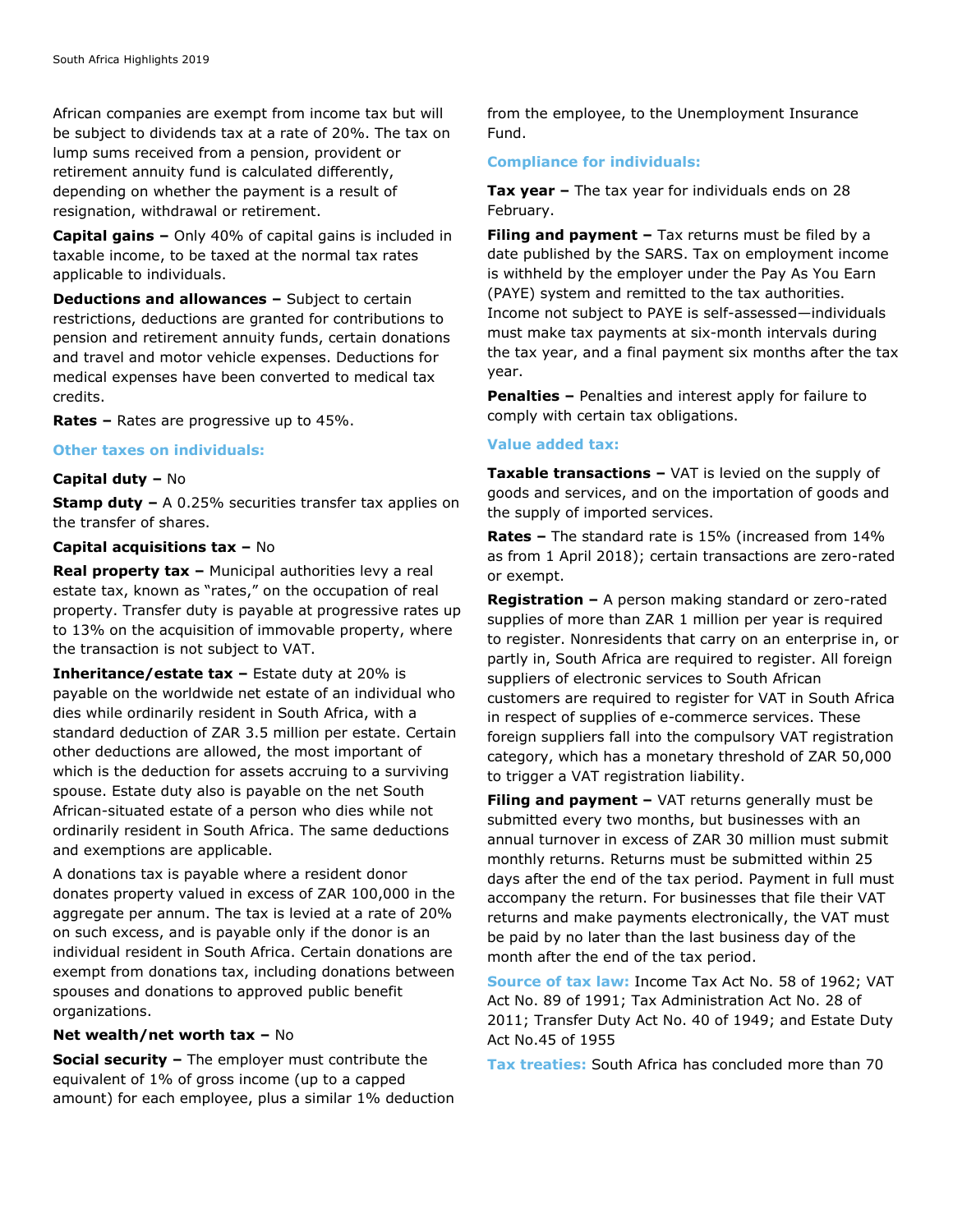African companies are exempt from income tax but will be subject to dividends tax at a rate of 20%. The tax on lump sums received from a pension, provident or retirement annuity fund is calculated differently, depending on whether the payment is a result of resignation, withdrawal or retirement.

**Capital gains –** Only 40% of capital gains is included in taxable income, to be taxed at the normal tax rates applicable to individuals.

**Deductions and allowances –** Subject to certain restrictions, deductions are granted for contributions to pension and retirement annuity funds, certain donations and travel and motor vehicle expenses. Deductions for medical expenses have been converted to medical tax credits.

**Rates –** Rates are progressive up to 45%.

### Other taxes on individuals:

**Capital duty –** No

**Stamp duty –** A 0.25% securities transfer tax applies on the transfer of shares.

**Capital acquisitions tax –** No

**Real property tax –** Municipal authorities levy a real estate tax, known as "rates," on the occupation of real property. Transfer duty is payable at progressive rates up to 13% on the acquisition of immovable property, where the transaction is not subject to VAT.

**Inheritance/estate tax –** Estate duty at 20% is payable on the worldwide net estate of an individual who dies while ordinarily resident in South Africa, with a standard deduction of ZAR 3.5 million per estate. Certain other deductions are allowed, the most important of which is the deduction for assets accruing to a surviving spouse. Estate duty also is payable on the net South African-situated estate of a person who dies while not ordinarily resident in South Africa. The same deductions and exemptions are applicable.

A donations tax is payable where a resident donor donates property valued in excess of ZAR 100,000 in the aggregate per annum. The tax is levied at a rate of 20% on such excess, and is payable only if the donor is an individual resident in South Africa. Certain donations are exempt from donations tax, including donations between spouses and donations to approved public benefit organizations.

**Net wealth/net worth tax –** No

**Social security –** The employer must contribute the equivalent of 1% of gross income (up to a capped amount) for each employee, plus a similar 1% deduction from the employee, to the Unemployment Insurance Fund.

### Compliance for individuals:

**Tax year –** The tax year for individuals ends on 28 February.

**Filing and payment –** Tax returns must be filed by a date published by the SARS. Tax on employment income is withheld by the employer under the Pay As You Earn (PAYE) system and remitted to the tax authorities. Income not subject to PAYE is self-assessed—individuals must make tax payments at six-month intervals during the tax year, and a final payment six months after the tax year.

**Penalties –** Penalties and interest apply for failure to comply with certain tax obligations.

### Value added tax:

**Taxable transactions –** VAT is levied on the supply of goods and services, and on the importation of goods and the supply of imported services.

**Rates –** The standard rate is 15% (increased from 14% as from 1 April 2018); certain transactions are zero-rated or exempt.

**Registration –** A person making standard or zero-rated supplies of more than ZAR 1 million per year is required to register. Nonresidents that carry on an enterprise in, or partly in, South Africa are required to register. All foreign suppliers of electronic services to South African customers are required to register for VAT in South Africa in respect of supplies of e-commerce services. These foreign suppliers fall into the compulsory VAT registration category, which has a monetary threshold of ZAR 50,000 to trigger a VAT registration liability.

**Filing and payment –** VAT returns generally must be submitted every two months, but businesses with an annual turnover in excess of ZAR 30 million must submit monthly returns. Returns must be submitted within 25 days after the end of the tax period. Payment in full must accompany the return. For businesses that file their VAT returns and make payments electronically, the VAT must be paid by no later than the last business day of the month after the end of the tax period.

**Source of tax law:** Income Tax Act No. 58 of 1962; VAT Act No. 89 of 1991; Tax Administration Act No. 28 of 2011; Transfer Duty Act No. 40 of 1949; and Estate Duty Act No.45 of 1955

**Tax treaties:** South Africa has concluded more than 70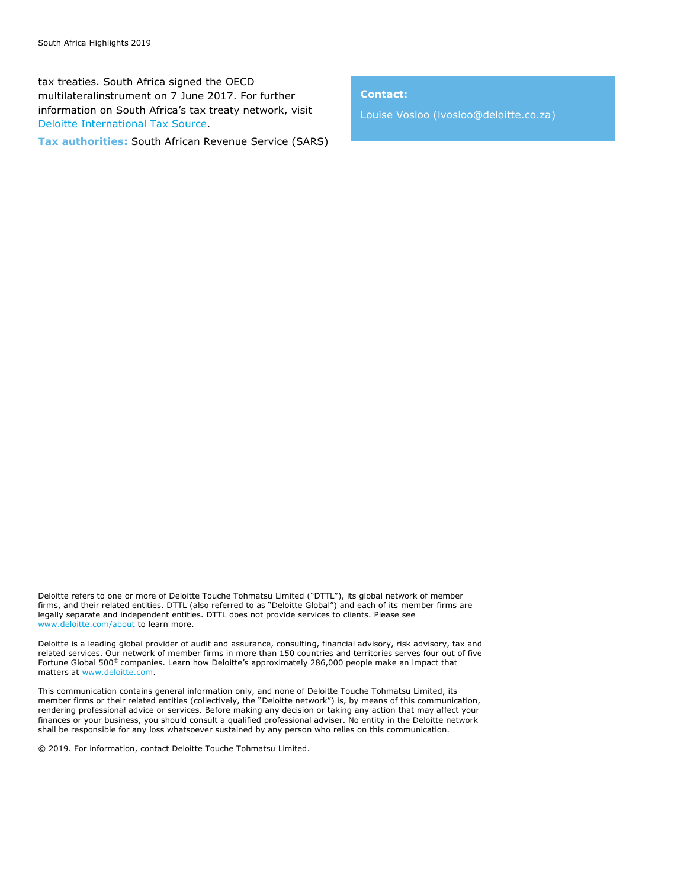tax treaties. South Africa signed the OECD multilateralinstrument on 7 June 2017. For further information on South Africa's tax treaty network, visit Deloitte International Tax Source.

**Tax authorities:** South African Revenue Service (SARS)

**Contact:**

Louise Vosloo (lvosloo@deloitte.co.za)

Deloitte refers to one or more of Deloitte Touche Tohmatsu Limited ("DTTL"), its global network of member firms, and their related entities. DTTL (also referred to as "Deloitte Global") and each of its member firms are legally separate and independent entities. DTTL does not provide services to clients. Please see www.deloitte.com/about to learn more.

Deloitte is a leading global provider of audit and assurance, consulting, financial advisory, risk advisory, tax and related services. Our network of member firms in more than 150 countries and territories serves four out of five Fortune Global 500® companies. Learn how Deloitte's approximately 286,000 people make an impact that matters at www.deloitte.com.

This communication contains general information only, and none of Deloitte Touche Tohmatsu Limited, its member firms or their related entities (collectively, the "Deloitte network") is, by means of this communication, rendering professional advice or services. Before making any decision or taking any action that may affect your finances or your business, you should consult a qualified professional adviser. No entity in the Deloitte network shall be responsible for any loss whatsoever sustained by any person who relies on this communication.

© 2019. For information, contact Deloitte Touche Tohmatsu Limited.